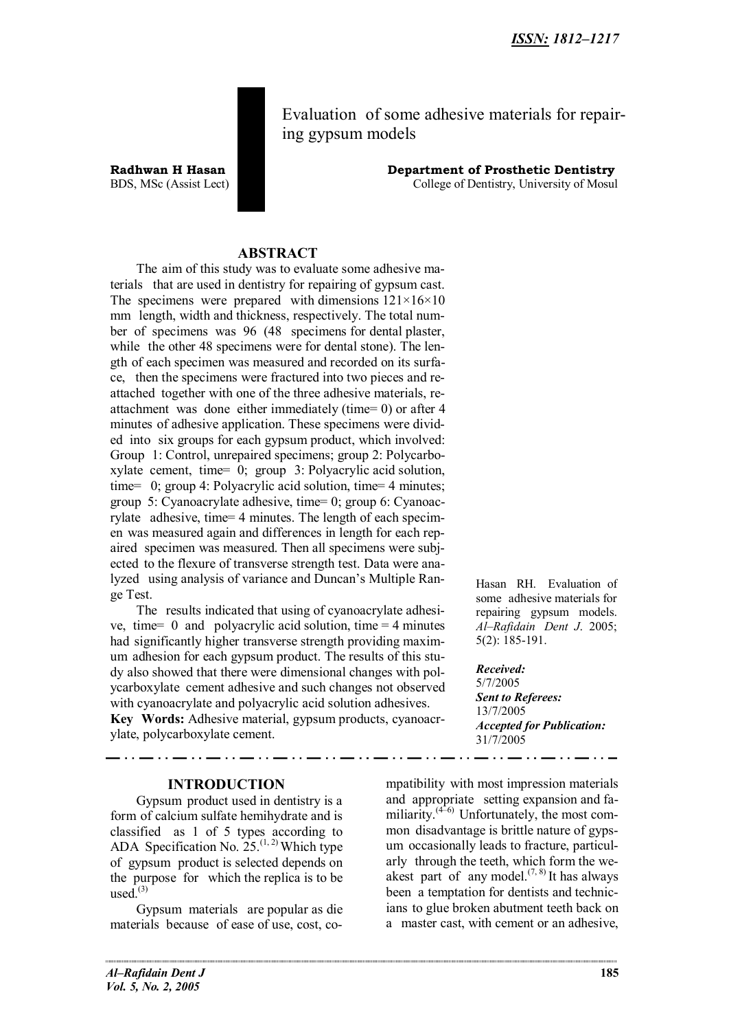# Evaluation of some adhesive materials for repairing gypsum models

**Radhwan H Hasan**
BDS, MSc (Assist Lect)

**Department of Prosthetic Dentistry**
College of Dentistry, University of Mosul

## ABSTRACT

The aim of this study was to evaluate some adhesive materials that are used in dentistry for repairing of gypsum cast. The specimens were prepared with dimensions 121×16×10 mm length, width and thickness, respectively. The total number of specimens was 96 (48 specimens for dental plaster, while the other 48 specimens were for dental stone). The length of each specimen was measured and recorded on its surface, then the specimens were fractured into two pieces and reattached together with one of the three adhesive materials, reattachment was done either immediately (time= 0) or after 4 minutes of adhesive application. These specimens were divided into six groups for each gypsum product, which involved: Group 1: Control, unrepaired specimens; group 2: Polycarboxylate cement, time= 0; group 3: Polyacrylic acid solution, time= 0; group 4: Polyacrylic acid solution, time= 4 minutes; group 5: Cyanoacrylate adhesive, time= 0; group 6: Cyanoacrylate adhesive, time= 4 minutes. The length of each specimen was measured again and differences in length for each repaired specimen was measured. Then all specimens were subjected to the flexure of transverse strength test. Data were analyzed using analysis of variance and Duncan's Multiple Range Test.

The results indicated that using of cyanoacrylate adhesive, time= 0 and polyacrylic acid solution, time = 4 minutes had significantly higher transverse strength providing maximum adhesion for each gypsum product. The results of this study also showed that there were dimensional changes with polycarboxylate cement adhesive and such changes not observed with cyanoacrylate and polyacrylic acid solution adhesives.

**Key Words:** Adhesive material, gypsum products, cyanoacrylate, polycarboxylate cement.

Hasan RH. Evaluation of some adhesive materials for repairing gypsum models. *Al–Rafidain Dent J*. 2005; 5(2): 185-191.

***Received:***
5/7/2005
***Sent to Referees:***
13/7/2005
***Accepted for Publication:***
31/7/2005

## INTRODUCTION

Gypsum product used in dentistry is a form of calcium sulfate hemihydrate and is classified as 1 of 5 types according to ADA Specification No. 25.[1, 2] Which type of gypsum product is selected depends on the purpose for which the replica is to be used.[3]

Gypsum materials are popular as die materials because of ease of use, cost, compatibility with most impression materials and appropriate setting expansion and familiarity.[4–6] Unfortunately, the most common disadvantage is brittle nature of gypsum occasionally leads to fracture, particularly through the teeth, which form the weakest part of any model.[7, 8] It has always been a temptation for dentists and technicians to glue broken abutment teeth back on a master cast, with cement or an adhesive,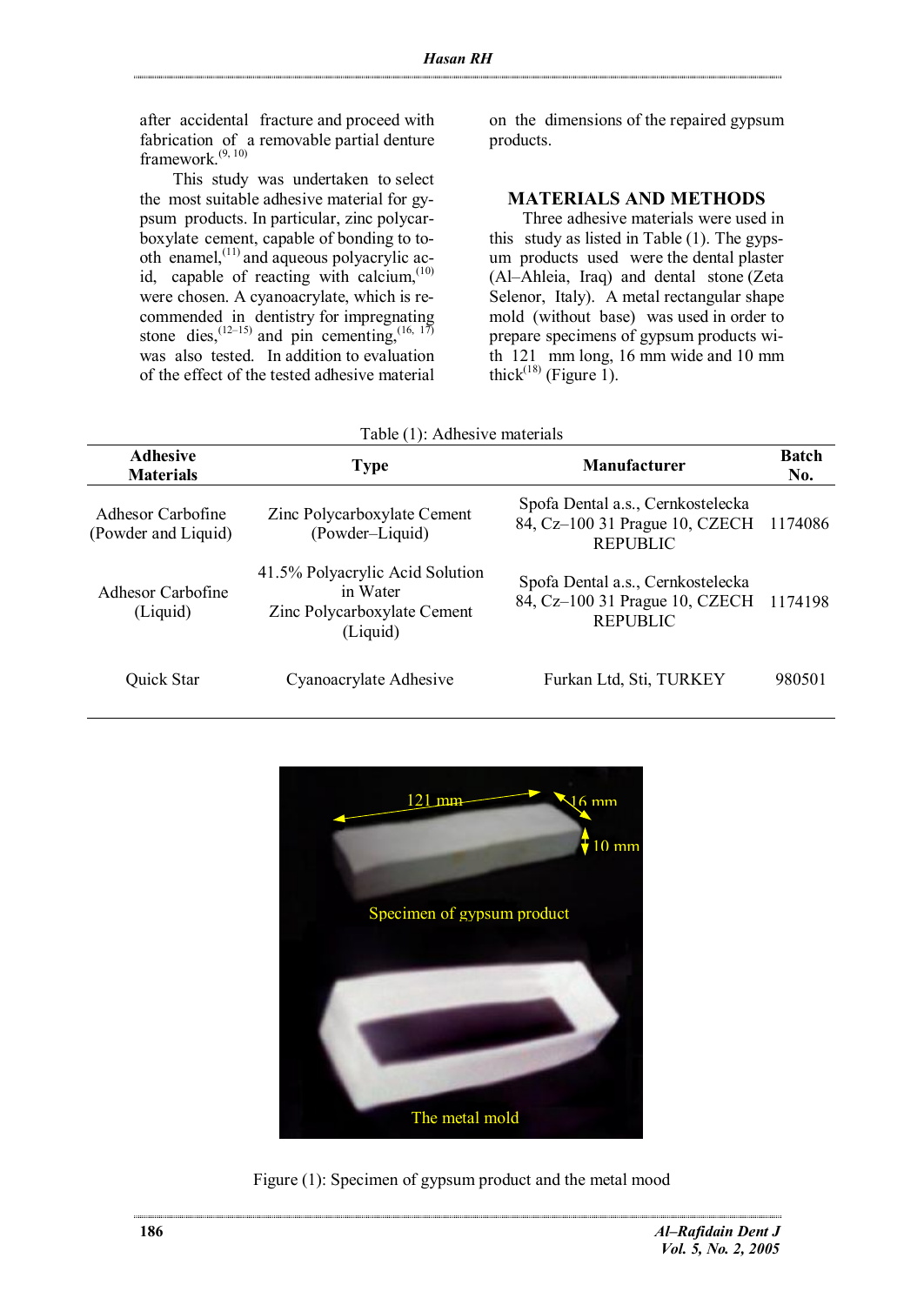after accidental fracture and proceed with fabrication of a removable partial denture framework.[9, 10]

This study was undertaken to select the most suitable adhesive material for gypsum products. In particular, zinc polycarboxylate cement, capable of bonding to tooth enamel,[11] and aqueous polyacrylic acid, capable of reacting with calcium,[10] were chosen. A cyanoacrylate, which is recommended in dentistry for impregnating stone dies,[12–15] and pin cementing,[16, 17] was also tested. In addition to evaluation of the effect of the tested adhesive material on the dimensions of the repaired gypsum products.

## MATERIALS AND METHODS

Three adhesive materials were used in this study as listed in Table (1). The gypsum products used were the dental plaster (Al–Ahleia, Iraq) and dental stone (Zeta Selenor, Italy). A metal rectangular shape mold (without base) was used in order to prepare specimens of gypsum products with 121 mm long, 16 mm wide and 10 mm thick[18] (Figure 1).

Table (1): Adhesive materials

| Adhesive Materials | Type | Manufacturer | Batch No. |
|---|---|---|---|
| Adhesor Carbofine (Powder and Liquid) | Zinc Polycarboxylate Cement (Powder–Liquid) | Spofa Dental a.s., Cernkostelecka 84, Cz–100 31 Prague 10, CZECH REPUBLIC | 1174086 |
| Adhesor Carbofine (Liquid) | 41.5% Polyacrylic Acid Solution in Water Zinc Polycarboxylate Cement (Liquid) | Spofa Dental a.s., Cernkostelecka 84, Cz–100 31 Prague 10, CZECH REPUBLIC | 1174198 |
| Quick Star | Cyanoacrylate Adhesive | Furkan Ltd, Sti, TURKEY | 980501 |

Figure (1): Specimen of gypsum product and the metal mood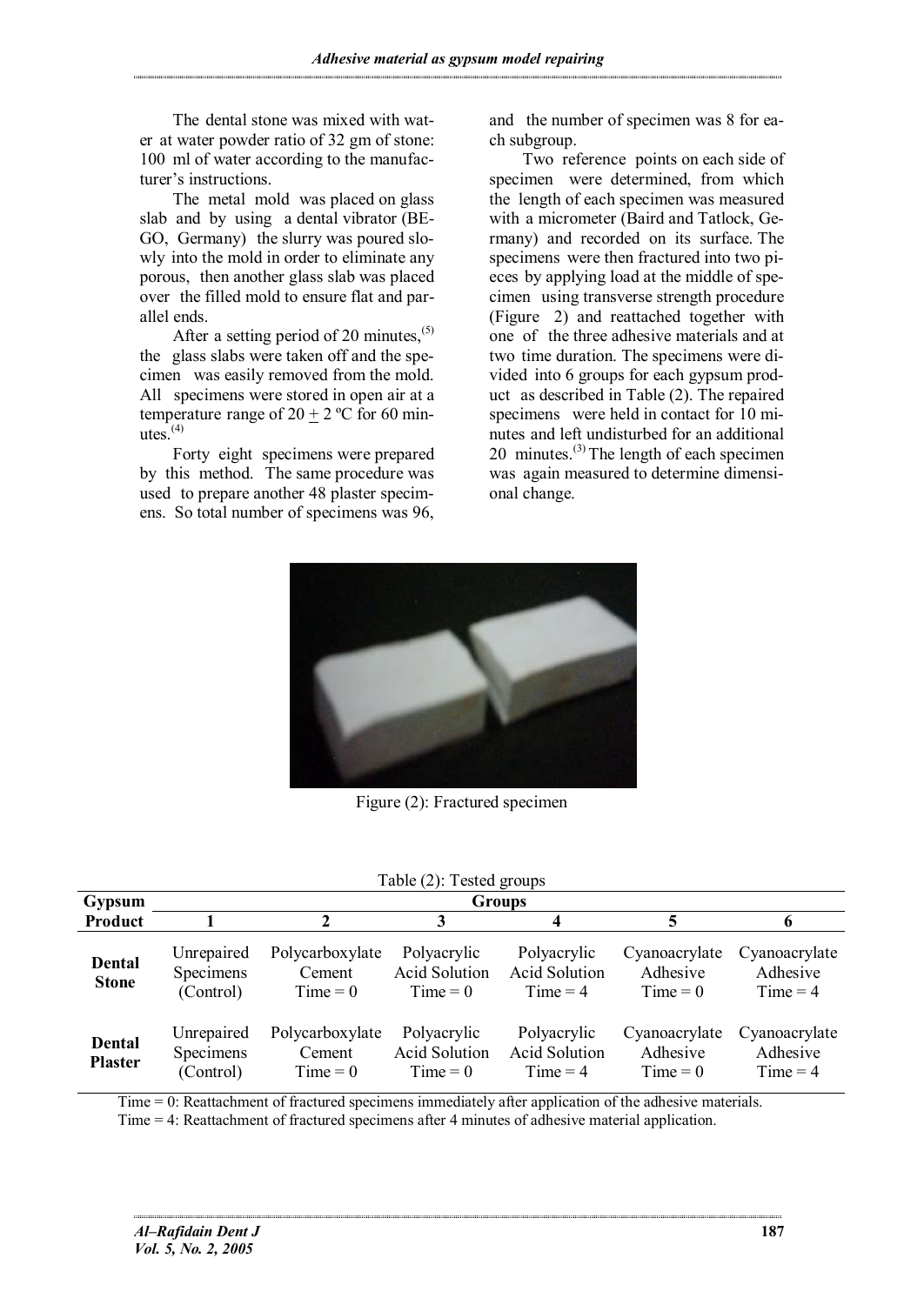The dental stone was mixed with water at water powder ratio of 32 gm of stone: 100 ml of water according to the manufacturer's instructions.

The metal mold was placed on glass slab and by using a dental vibrator (BEGO, Germany) the slurry was poured slowly into the mold in order to eliminate any porous, then another glass slab was placed over the filled mold to ensure flat and parallel ends.

After a setting period of 20 minutes,[5] the glass slabs were taken off and the specimen was easily removed from the mold. All specimens were stored in open air at a temperature range of 20 ± 2 ºC for 60 minutes.[4]

Forty eight specimens were prepared by this method. The same procedure was used to prepare another 48 plaster specimens. So total number of specimens was 96, and the number of specimen was 8 for each subgroup.

Two reference points on each side of specimen were determined, from which the length of each specimen was measured with a micrometer (Baird and Tatlock, Germany) and recorded on its surface. The specimens were then fractured into two pieces by applying load at the middle of specimen using transverse strength procedure (Figure 2) and reattached together with one of the three adhesive materials and at two time duration. The specimens were divided into 6 groups for each gypsum product as described in Table (2). The repaired specimens were held in contact for 10 minutes and left undisturbed for an additional 20 minutes.[3] The length of each specimen was again measured to determine dimensional change.

Figure (2): Fractured specimen

Table (2): Tested groups

| Gypsum Product | Groups | | | | | |
|---|---|---|---|---|---|---|
| | 1 | 2 | 3 | 4 | 5 | 6 |
| **Dental Stone** | Unrepaired Specimens (Control) | Polycarboxylate Cement Time = 0 | Polyacrylic Acid Solution Time = 0 | Polyacrylic Acid Solution Time = 4 | Cyanoacrylate Adhesive Time = 0 | Cyanoacrylate Adhesive Time = 4 |
| **Dental Plaster** | Unrepaired Specimens (Control) | Polycarboxylate Cement Time = 0 | Polyacrylic Acid Solution Time = 0 | Polyacrylic Acid Solution Time = 4 | Cyanoacrylate Adhesive Time = 0 | Cyanoacrylate Adhesive Time = 4 |

Time = 0: Reattachment of fractured specimens immediately after application of the adhesive materials.
Time = 4: Reattachment of fractured specimens after 4 minutes of adhesive material application.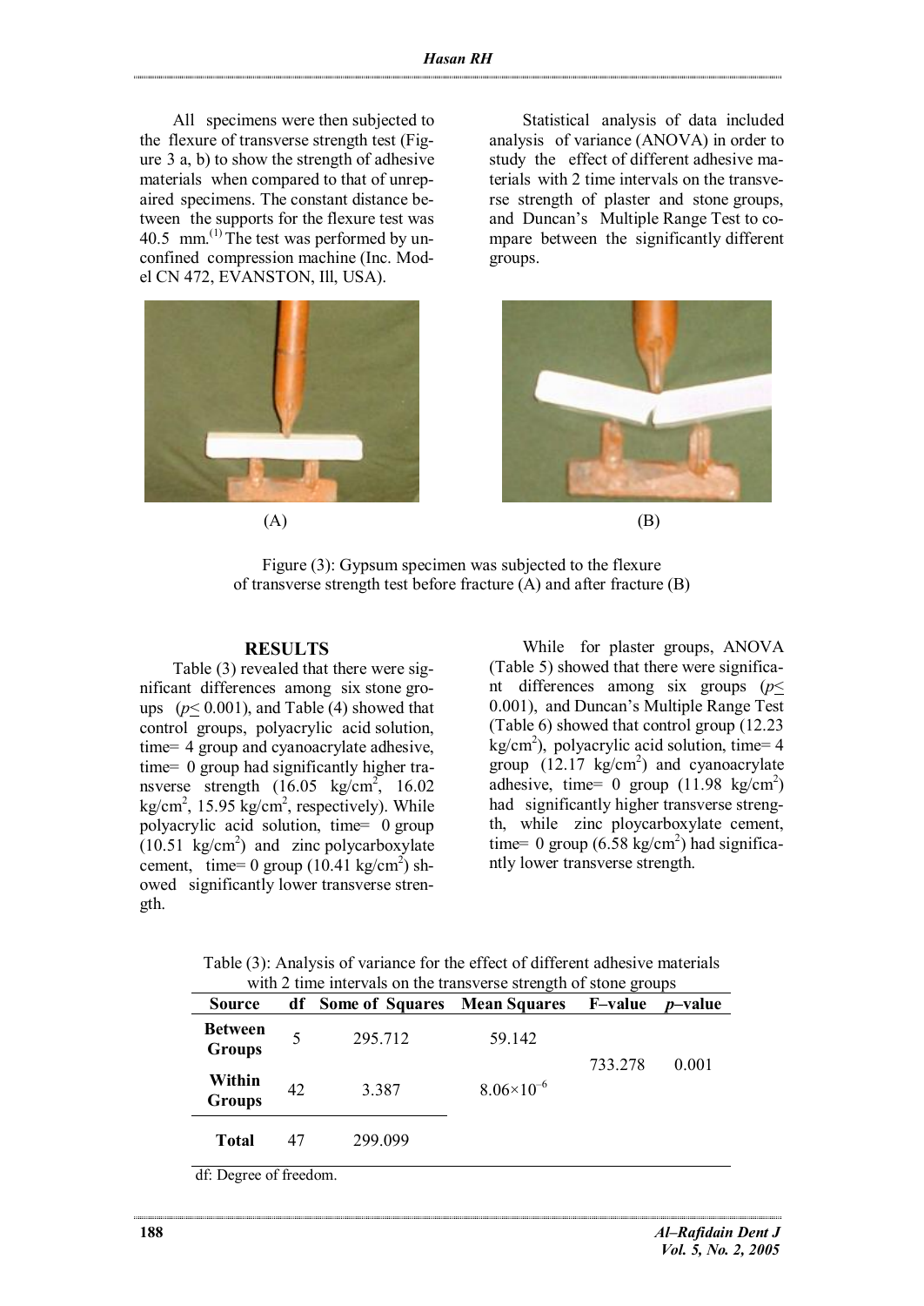All specimens were then subjected to the flexure of transverse strength test (Figure 3 a, b) to show the strength of adhesive materials when compared to that of unrepaired specimens. The constant distance between the supports for the flexure test was 40.5 mm.[1] The test was performed by unconfined compression machine (Inc. Model CN 472, EVANSTON, Ill, USA).

Statistical analysis of data included analysis of variance (ANOVA) in order to study the effect of different adhesive materials with 2 time intervals on the transverse strength of plaster and stone groups, and Duncan's Multiple Range Test to compare between the significantly different groups.

(A) (B)

Figure (3): Gypsum specimen was subjected to the flexure of transverse strength test before fracture (A) and after fracture (B)

## RESULTS

Table (3) revealed that there were significant differences among six stone groups ($p \leq 0.001$), and Table (4) showed that control groups, polyacrylic acid solution, time= 4 group and cyanoacrylate adhesive, time= 0 group had significantly higher transverse strength (16.05 kg/cm$^2$, 16.02 kg/cm$^2$, 15.95 kg/cm$^2$, respectively). While polyacrylic acid solution, time= 0 group (10.51 kg/cm$^2$) and zinc polycarboxylate cement, time= 0 group (10.41 kg/cm$^2$) showed significantly lower transverse strength.

While for plaster groups, ANOVA (Table 5) showed that there were significant differences among six groups ($p \leq 0.001$), and Duncan's Multiple Range Test (Table 6) showed that control group (12.23 kg/cm$^2$), polyacrylic acid solution, time= 4 group (12.17 kg/cm$^2$) and cyanoacrylate adhesive, time= 0 group (11.98 kg/cm$^2$) had significantly higher transverse strength, while zinc ploycarboxylate cement, time= 0 group (6.58 kg/cm$^2$) had significantly lower transverse strength.

Table (3): Analysis of variance for the effect of different adhesive materials with 2 time intervals on the transverse strength of stone groups

| Source | df | Some of Squares | Mean Squares | F–value | *p*–value |
|---|---|---|---|---|---|
| **Between Groups** | 5 | 295.712 | 59.142 | 733.278 | 0.001 |
| **Within Groups** | 42 | 3.387 | $8.06\times10^{-6}$ | | |
| **Total** | 47 | 299.099 | | | |

df: Degree of freedom.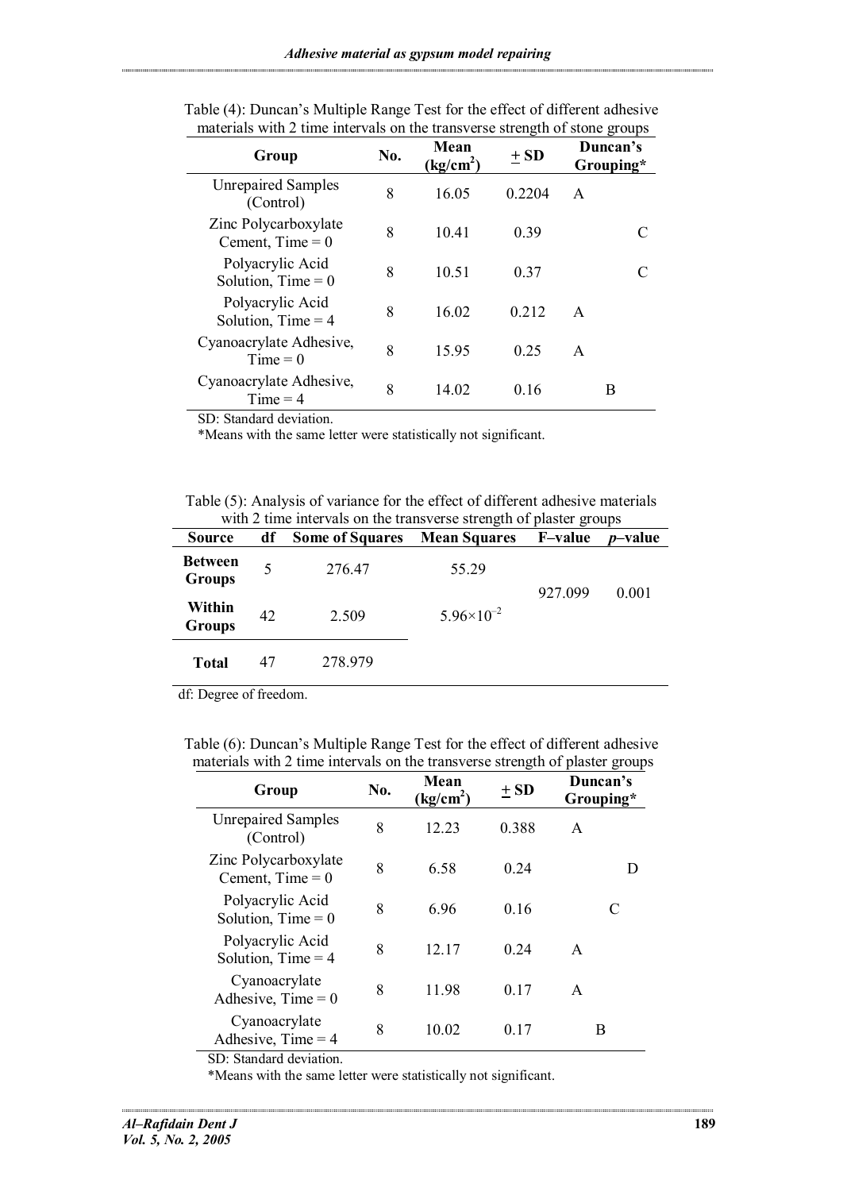Table (4): Duncan's Multiple Range Test for the effect of different adhesive materials with 2 time intervals on the transverse strength of stone groups

| Group | No. | Mean (kg/cm$^2$) | $\pm$ SD | Duncan's Grouping* |
|---|---|---|---|---|
| Unrepaired Samples (Control) | 8 | 16.05 | 0.2204 | A |
| Zinc Polycarboxylate Cement, Time = 0 | 8 | 10.41 | 0.39 | C |
| Polyacrylic Acid Solution, Time = 0 | 8 | 10.51 | 0.37 | C |
| Polyacrylic Acid Solution, Time = 4 | 8 | 16.02 | 0.212 | A |
| Cyanoacrylate Adhesive, Time = 0 | 8 | 15.95 | 0.25 | A |
| Cyanoacrylate Adhesive, Time = 4 | 8 | 14.02 | 0.16 | B |

SD: Standard deviation.

*Means with the same letter were statistically not significant.

Table (5): Analysis of variance for the effect of different adhesive materials with 2 time intervals on the transverse strength of plaster groups

| Source | df | Some of Squares | Mean Squares | F–value | *p*–value |
|---|---|---|---|---|---|
| **Between Groups** | 5 | 276.47 | 55.29 | 927.099 | 0.001 |
| **Within Groups** | 42 | 2.509 | $5.96\times10^{-2}$ | | |
| **Total** | 47 | 278.979 | | | |

df: Degree of freedom.

Table (6): Duncan's Multiple Range Test for the effect of different adhesive materials with 2 time intervals on the transverse strength of plaster groups

| Group | No. | Mean (kg/cm$^2$) | $\pm$ SD | Duncan's Grouping* |
|---|---|---|---|---|
| Unrepaired Samples (Control) | 8 | 12.23 | 0.388 | A |
| Zinc Polycarboxylate Cement, Time = 0 | 8 | 6.58 | 0.24 | D |
| Polyacrylic Acid Solution, Time = 0 | 8 | 6.96 | 0.16 | C |
| Polyacrylic Acid Solution, Time = 4 | 8 | 12.17 | 0.24 | A |
| Cyanoacrylate Adhesive, Time = 0 | 8 | 11.98 | 0.17 | A |
| Cyanoacrylate Adhesive, Time = 4 | 8 | 10.02 | 0.17 | B |

SD: Standard deviation.

*Means with the same letter were statistically not significant.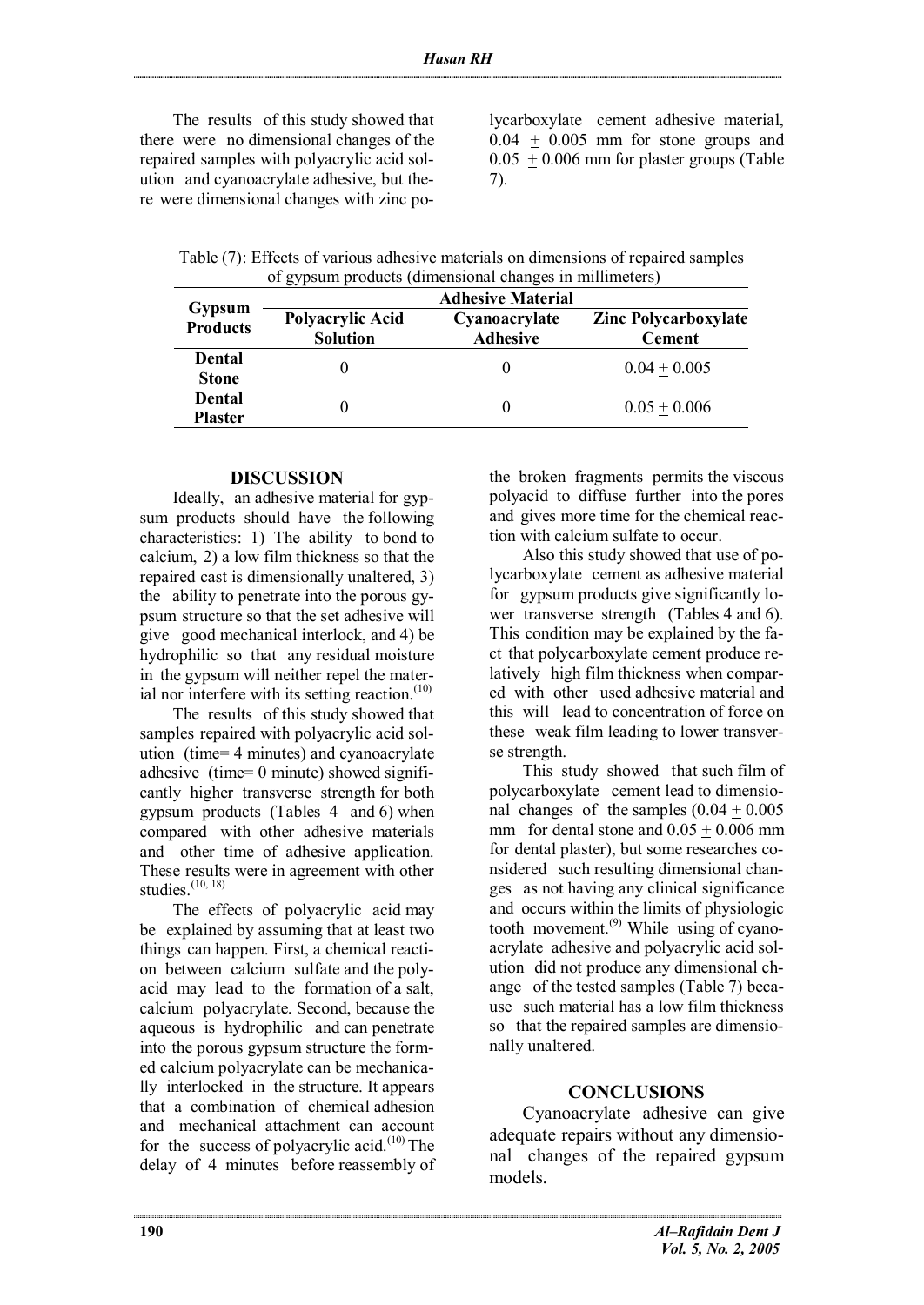The results of this study showed that there were no dimensional changes of the repaired samples with polyacrylic acid solution and cyanoacrylate adhesive, but there were dimensional changes with zinc polycarboxylate cement adhesive material, 0.04 $\pm$ 0.005 mm for stone groups and 0.05 $\pm$ 0.006 mm for plaster groups (Table 7).

Table (7): Effects of various adhesive materials on dimensions of repaired samples of gypsum products (dimensional changes in millimeters)

| Gypsum Products | Adhesive Material | | |
|---|---|---|---|
| | **Polyacrylic Acid Solution** | **Cyanoacrylate Adhesive** | **Zinc Polycarboxylate Cement** |
| **Dental Stone** | 0 | 0 | 0.04 $\pm$ 0.005 |
| **Dental Plaster** | 0 | 0 | 0.05 $\pm$ 0.006 |

## DISCUSSION

Ideally, an adhesive material for gypsum products should have the following characteristics: 1) The ability to bond to calcium, 2) a low film thickness so that the repaired cast is dimensionally unaltered, 3) the ability to penetrate into the porous gypsum structure so that the set adhesive will give good mechanical interlock, and 4) be hydrophilic so that any residual moisture in the gypsum will neither repel the material nor interfere with its setting reaction.[10]

The results of this study showed that samples repaired with polyacrylic acid solution (time= 4 minutes) and cyanoacrylate adhesive (time= 0 minute) showed significantly higher transverse strength for both gypsum products (Tables 4 and 6) when compared with other adhesive materials and other time of adhesive application. These results were in agreement with other studies.[10, 18]

The effects of polyacrylic acid may be explained by assuming that at least two things can happen. First, a chemical reaction between calcium sulfate and the polyacid may lead to the formation of a salt, calcium polyacrylate. Second, because the aqueous is hydrophilic and can penetrate into the porous gypsum structure the formed calcium polyacrylate can be mechanically interlocked in the structure. It appears that a combination of chemical adhesion and mechanical attachment can account for the success of polyacrylic acid.[10] The delay of 4 minutes before reassembly of the broken fragments permits the viscous polyacid to diffuse further into the pores and gives more time for the chemical reaction with calcium sulfate to occur.

Also this study showed that use of polycarboxylate cement as adhesive material for gypsum products give significantly lower transverse strength (Tables 4 and 6). This condition may be explained by the fact that polycarboxylate cement produce relatively high film thickness when compared with other used adhesive material and this will lead to concentration of force on these weak film leading to lower transverse strength.

This study showed that such film of polycarboxylate cement lead to dimensional changes of the samples (0.04 $\pm$ 0.005 mm for dental stone and 0.05 $\pm$ 0.006 mm for dental plaster), but some researches considered such resulting dimensional changes as not having any clinical significance and occurs within the limits of physiologic tooth movement.[9] While using of cyanoacrylate adhesive and polyacrylic acid solution did not produce any dimensional change of the tested samples (Table 7) because such material has a low film thickness so that the repaired samples are dimensionally unaltered.

## CONCLUSIONS

Cyanoacrylate adhesive can give adequate repairs without any dimensional changes of the repaired gypsum models.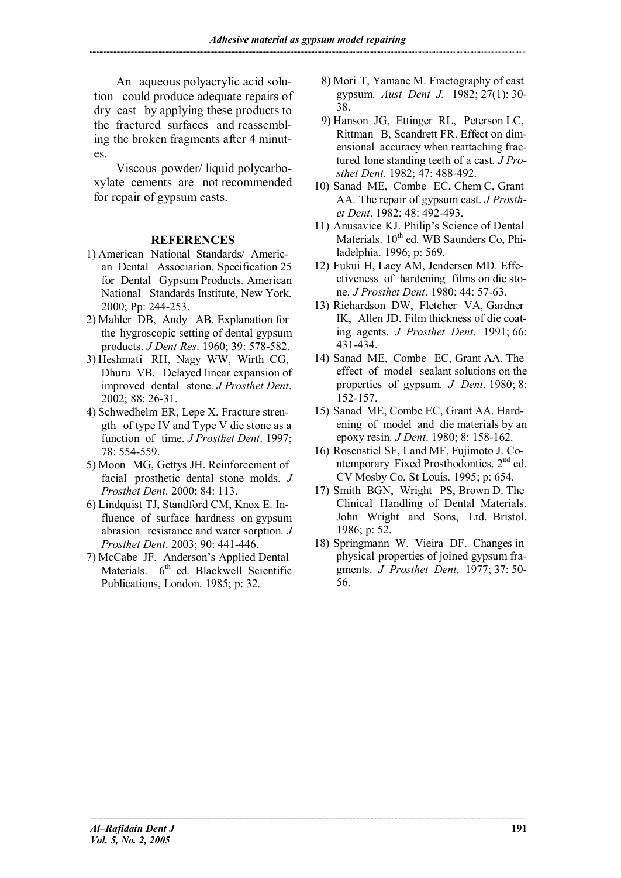An aqueous polyacrylic acid solution could produce adequate repairs of dry cast by applying these products to the fractured surfaces and reassembling the broken fragments after 4 minutes.

Viscous powder/ liquid polycarboxylate cements are not recommended for repair of gypsum casts.

## REFERENCES

1) American National Standards/ American Dental Association. Specification 25 for Dental Gypsum Products. American National Standards Institute, New York. 2000; Pp: 244-253.
2) Mahler DB, Andy AB. Explanation for the hygroscopic setting of dental gypsum products. *J Dent Res*. 1960; 39: 578-582.
3) Heshmati RH, Nagy WW, Wirth CG, Dhuru VB. Delayed linear expansion of improved dental stone. *J Prosthet Dent*. 2002; 88: 26-31.
4) Schwedhelm ER, Lepe X. Fracture strength of type IV and Type V die stone as a function of time. *J Prosthet Dent*. 1997; 78: 554-559.
5) Moon MG, Gettys JH. Reinforcement of facial prosthetic dental stone molds. *J Prosthet Dent*. 2000; 84: 113.
6) Lindquist TJ, Standford CM, Knox E. Influence of surface hardness on gypsum abrasion resistance and water sorption. *J Prosthet Dent*. 2003; 90: 441-446.
7) McCabe JF. Anderson's Applied Dental Materials. 6th ed. Blackwell Scientific Publications, London. 1985; p: 32.
8) Mori T, Yamane M. Fractography of cast gypsum. *Aust Dent J*. 1982; 27(1): 30-38.
9) Hanson JG, Ettinger RL, Peterson LC, Rittman B, Scandrett FR. Effect on dimensional accuracy when reattaching fractured lone standing teeth of a cast. *J Prosthet Dent*. 1982; 47: 488-492.
10) Sanad ME, Combe EC, Chem C, Grant AA. The repair of gypsum cast. *J Prosthet Dent*. 1982; 48: 492-493.
11) Anusavice KJ. Philip's Science of Dental Materials. 10th ed. WB Saunders Co, Philadelphia. 1996; p: 569.
12) Fukui H, Lacy AM, Jendersen MD. Effectiveness of hardening films on die stone. *J Prosthet Dent*. 1980; 44: 57-63.
13) Richardson DW, Fletcher VA, Gardner IK, Allen JD. Film thickness of die coating agents. *J Prosthet Dent*. 1991; 66: 431-434.
14) Sanad ME, Combe EC, Grant AA. The effect of model sealant solutions on the properties of gypsum. *J Dent*. 1980; 8: 152-157.
15) Sanad ME, Combe EC, Grant AA. Hardening of model and die materials by an epoxy resin. *J Dent*. 1980; 8: 158-162.
16) Rosenstiel SF, Land MF, Fujimoto J. Contemporary Fixed Prosthodontics. 2nd ed. CV Mosby Co, St Louis. 1995; p: 654.
17) Smith BGN, Wright PS, Brown D. The Clinical Handling of Dental Materials. John Wright and Sons, Ltd. Bristol. 1986; p: 52.
18) Springmann W, Vieira DF. Changes in physical properties of joined gypsum fragments. *J Prosthet Dent*. 1977; 37: 50-56.